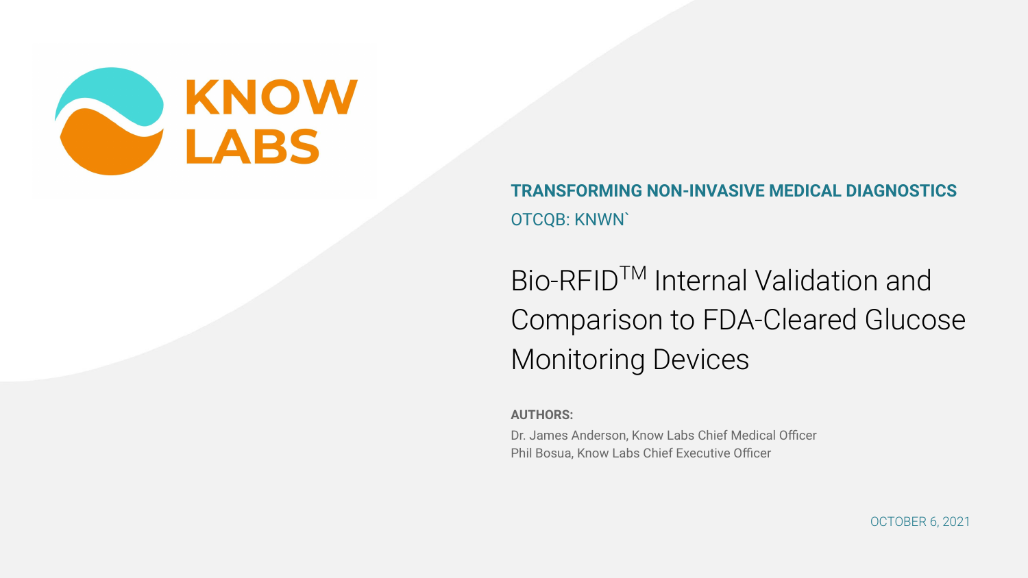KNOW LABS

**TRANSFORMING NON-INVASIVE MEDICAL DIAGNOSTICS**

OTCQB: KNWN`

# Bio-RFID™ Internal Validation and Comparison to FDA-Cleared Glucose Monitoring Devices

**AUTHORS:**

Dr. James Anderson, Know Labs Chief Medical Officer
Phil Bosua, Know Labs Chief Executive Officer

OCTOBER 6, 2021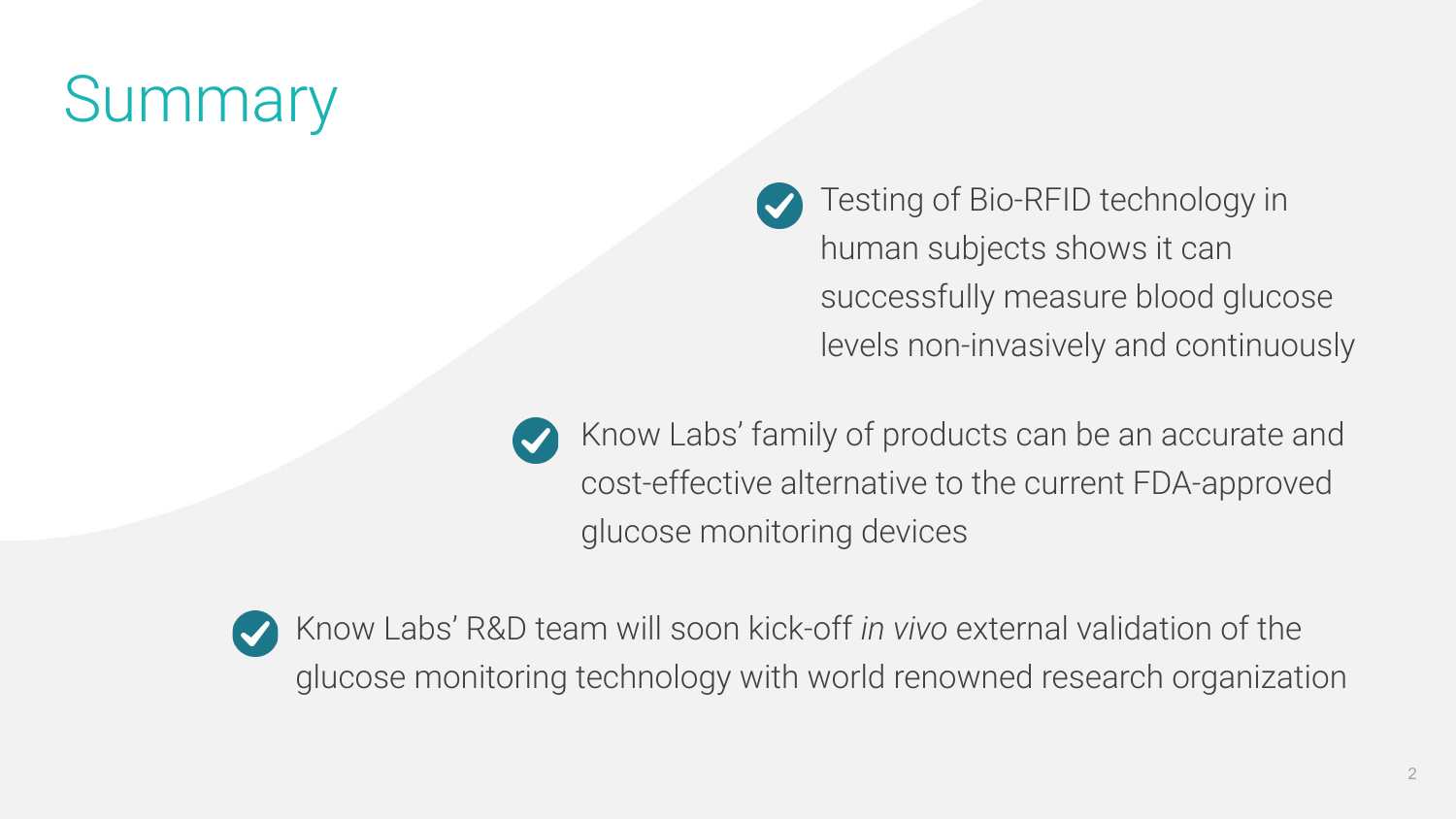# Summary

- Testing of Bio-RFID technology in human subjects shows it can successfully measure blood glucose levels non-invasively and continuously
- Know Labs' family of products can be an accurate and cost-effective alternative to the current FDA-approved glucose monitoring devices
- Know Labs' R&D team will soon kick-off *in vivo* external validation of the glucose monitoring technology with world renowned research organization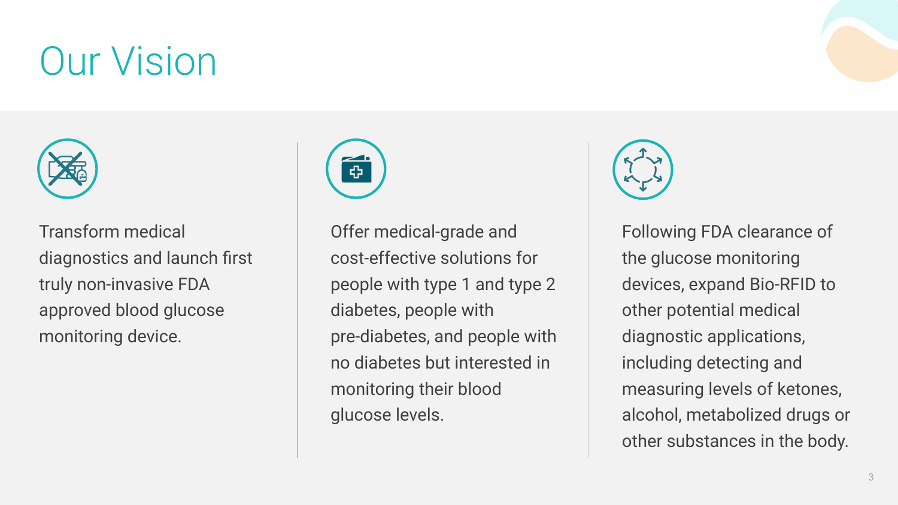# Our Vision

Transform medical diagnostics and launch first truly non-invasive FDA approved blood glucose monitoring device.

Offer medical-grade and cost-effective solutions for people with type 1 and type 2 diabetes, people with pre-diabetes, and people with no diabetes but interested in monitoring their blood glucose levels.

Following FDA clearance of the glucose monitoring devices, expand Bio-RFID to other potential medical diagnostic applications, including detecting and measuring levels of ketones, alcohol, metabolized drugs or other substances in the body.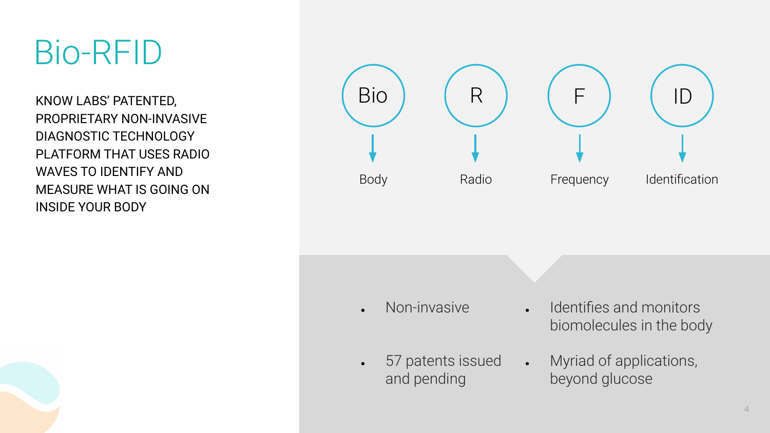# Bio-RFID

KNOW LABS' PATENTED, PROPRIETARY NON-INVASIVE DIAGNOSTIC TECHNOLOGY PLATFORM THAT USES RADIO WAVES TO IDENTIFY AND MEASURE WHAT IS GOING ON INSIDE YOUR BODY

- Bio → Body
- R → Radio
- F → Frequency
- ID → Identification

- Non-invasive
- 57 patents issued and pending
- Identifies and monitors biomolecules in the body
- Myriad of applications, beyond glucose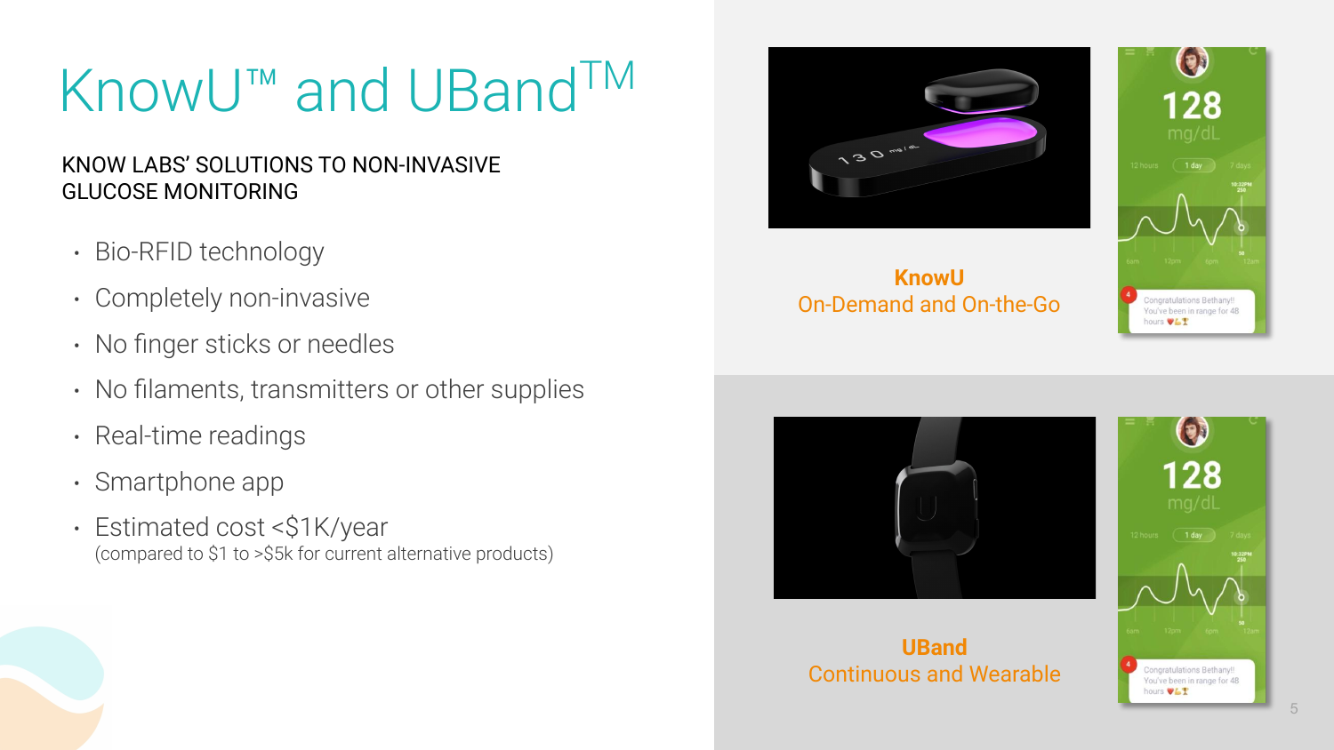# KnowU™ and UBand™

KNOW LABS' SOLUTIONS TO NON-INVASIVE GLUCOSE MONITORING

- Bio-RFID technology
- Completely non-invasive
- No finger sticks or needles
- No filaments, transmitters or other supplies
- Real-time readings
- Smartphone app
- Estimated cost <$1K/year
  (compared to $1 to >$5k for current alternative products)

**KnowU**
On-Demand and On-the-Go

**UBand**
Continuous and Wearable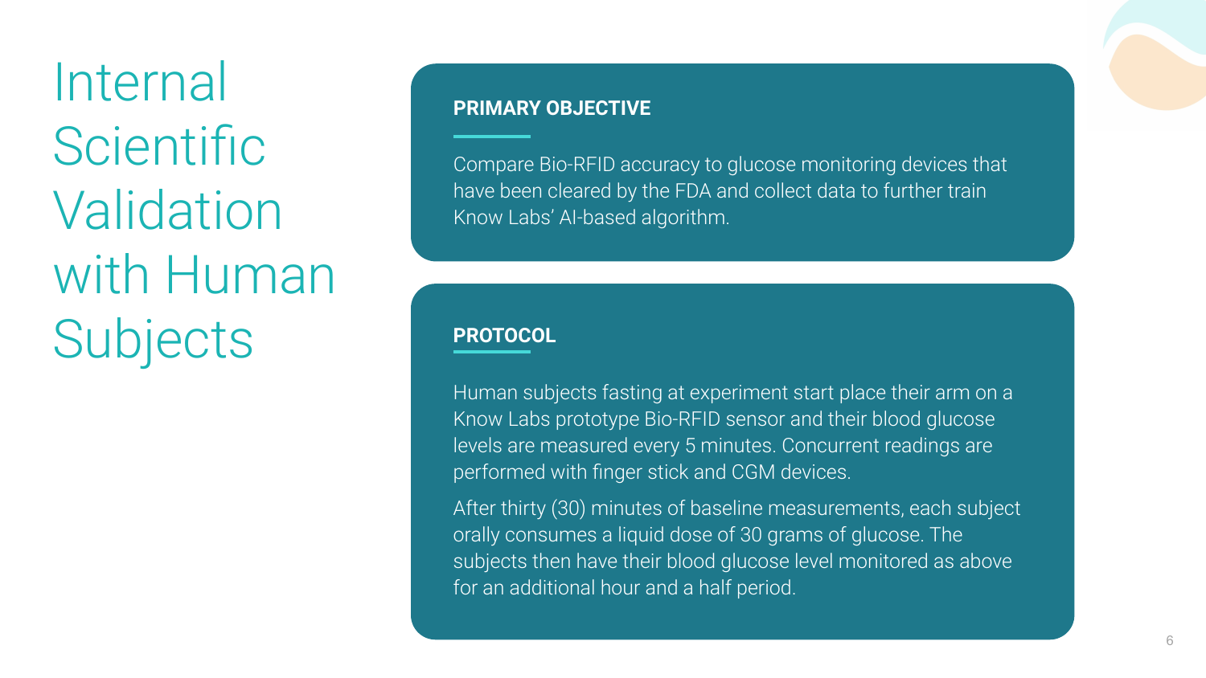# Internal Scientific Validation with Human Subjects

## PRIMARY OBJECTIVE

Compare Bio-RFID accuracy to glucose monitoring devices that have been cleared by the FDA and collect data to further train Know Labs' AI-based algorithm.

## PROTOCOL

Human subjects fasting at experiment start place their arm on a Know Labs prototype Bio-RFID sensor and their blood glucose levels are measured every 5 minutes. Concurrent readings are performed with finger stick and CGM devices.

After thirty (30) minutes of baseline measurements, each subject orally consumes a liquid dose of 30 grams of glucose. The subjects then have their blood glucose level monitored as above for an additional hour and a half period.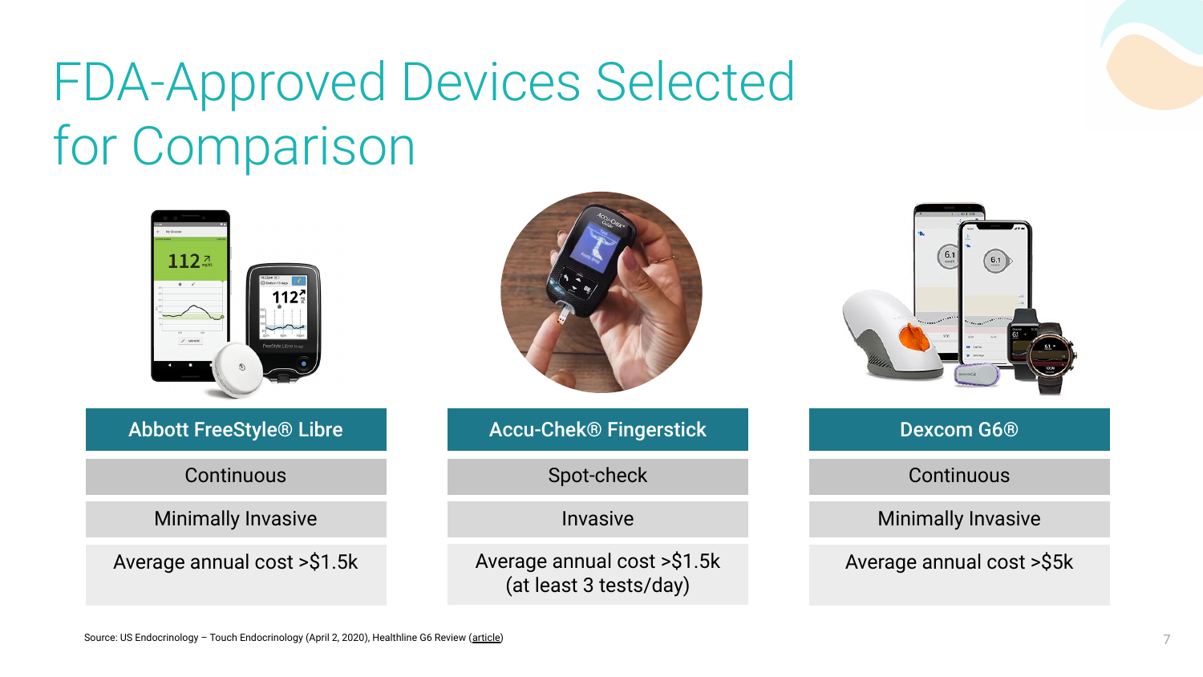# FDA-Approved Devices Selected for Comparison

| Abbott FreeStyle® Libre | Accu-Chek® Fingerstick | Dexcom G6® |
|---|---|---|
| Continuous | Spot-check | Continuous |
| Minimally Invasive | Invasive | Minimally Invasive |
| Average annual cost >$1.5k | Average annual cost >$1.5k (at least 3 tests/day) | Average annual cost >$5k |

Source: US Endocrinology – Touch Endocrinology (April 2, 2020), Healthline G6 Review (article)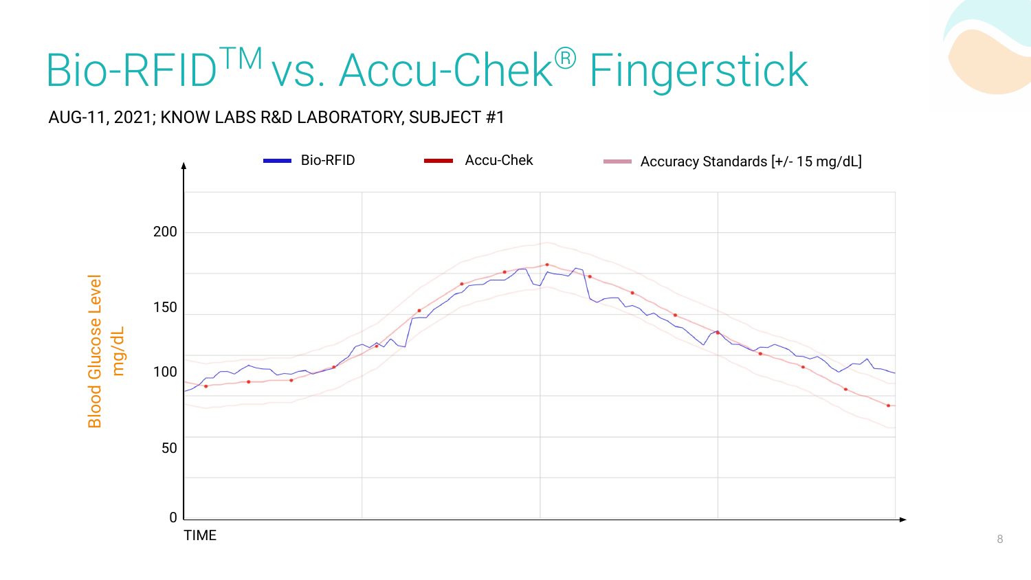# Bio-RFID™ vs. Accu-Chek® Fingerstick

AUG-11, 2021; KNOW LABS R&D LABORATORY, SUBJECT #1

Bio-RFID — Accu-Chek — Accuracy Standards [+/- 15 mg/dL]

Blood Glucose Level mg/dL

200
150
100
50
0

TIME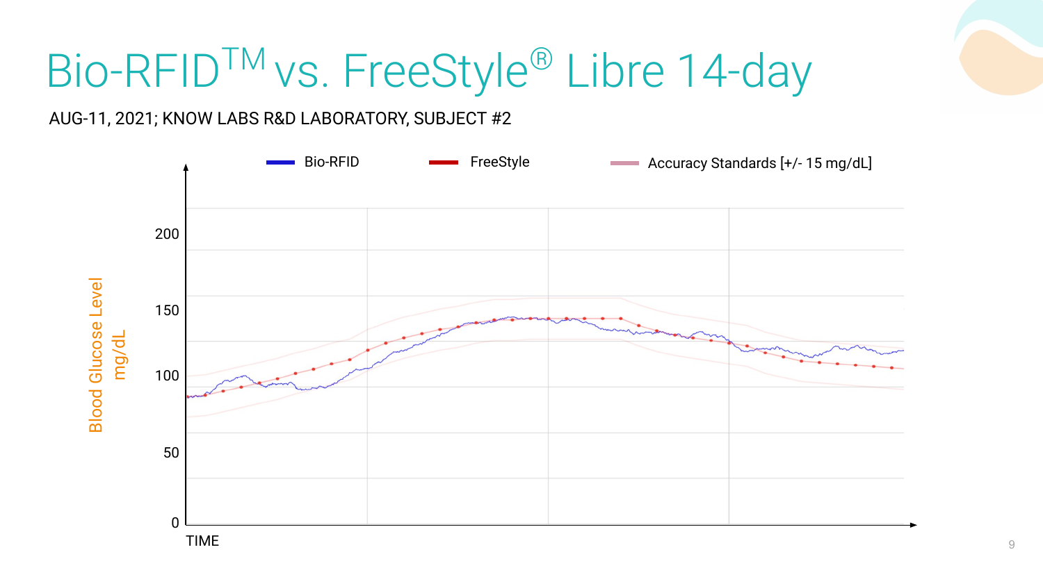# Bio-RFID™ vs. FreeStyle® Libre 14-day

AUG-11, 2021; KNOW LABS R&D LABORATORY, SUBJECT #2

Bio-RFID — FreeStyle — Accuracy Standards [+/- 15 mg/dL]

Blood Glucose Level mg/dL

200

150

100

50

0

TIME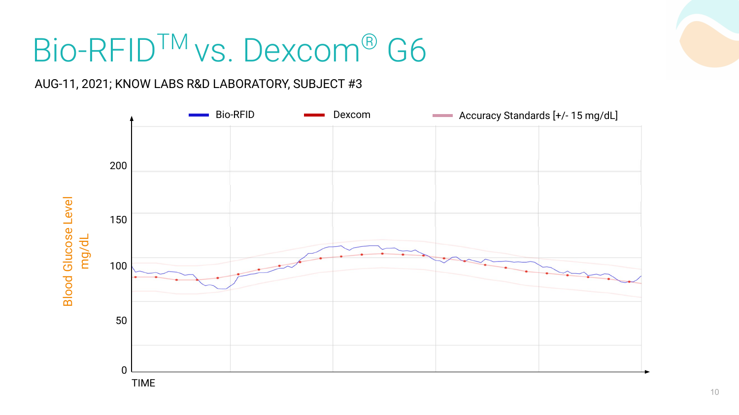# Bio-RFID™ vs. Dexcom® G6

AUG-11, 2021; KNOW LABS R&D LABORATORY, SUBJECT #3

Bio-RFID — Dexcom — Accuracy Standards [+/- 15 mg/dL]

Blood Glucose Level mg/dL

200
150
100
50
0

TIME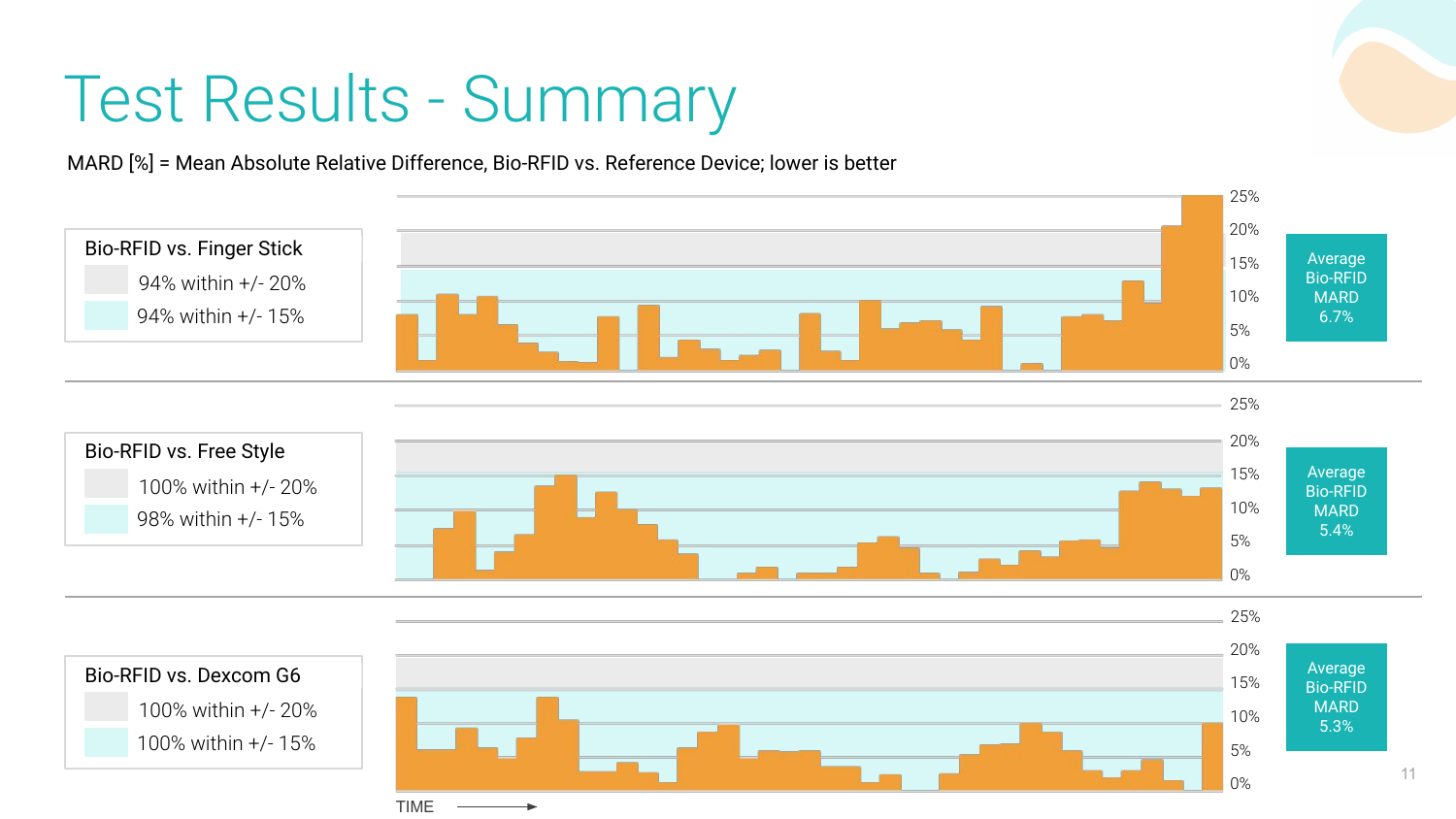# Test Results - Summary

MARD [%] = Mean Absolute Relative Difference, Bio-RFID vs. Reference Device; lower is better

**Bio-RFID vs. Finger Stick**

- 94% within +/- 20%
- 94% within +/- 15%

Average Bio-RFID MARD 6.7%

**Bio-RFID vs. Free Style**

- 100% within +/- 20%
- 98% within +/- 15%

Average Bio-RFID MARD 5.4%

**Bio-RFID vs. Dexcom G6**

- 100% within +/- 20%
- 100% within +/- 15%

Average Bio-RFID MARD 5.3%

TIME →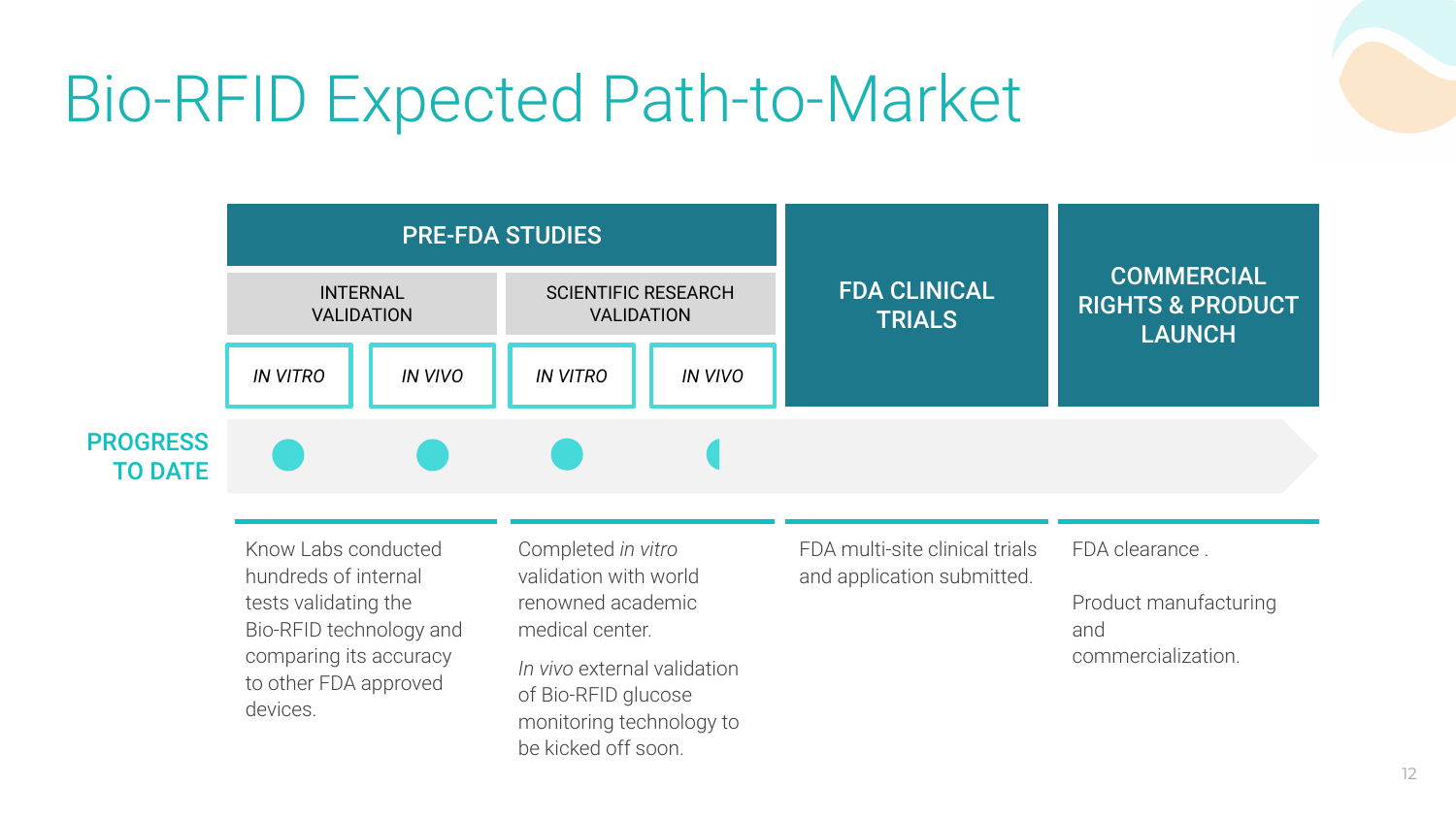# Bio-RFID Expected Path-to-Market

| PRE-FDA STUDIES | | | | FDA CLINICAL TRIALS | COMMERCIAL RIGHTS & PRODUCT LAUNCH |
|---|---|---|---|---|---|
| INTERNAL VALIDATION | | SCIENTIFIC RESEARCH VALIDATION | | | |
| *IN VITRO* | *IN VIVO* | *IN VITRO* | *IN VIVO* | | |

**PROGRESS TO DATE**

| Internal Validation | Scientific Research Validation | FDA Clinical Trials | Commercial Rights & Product Launch |
|---|---|---|---|
| Know Labs conducted hundreds of internal tests validating the Bio-RFID technology and comparing its accuracy to other FDA approved devices. | Completed *in vitro* validation with world renowned academic medical center.<br><br>*In vivo* external validation of Bio-RFID glucose monitoring technology to be kicked off soon. | FDA multi-site clinical trials and application submitted. | FDA clearance .<br><br>Product manufacturing and commercialization. |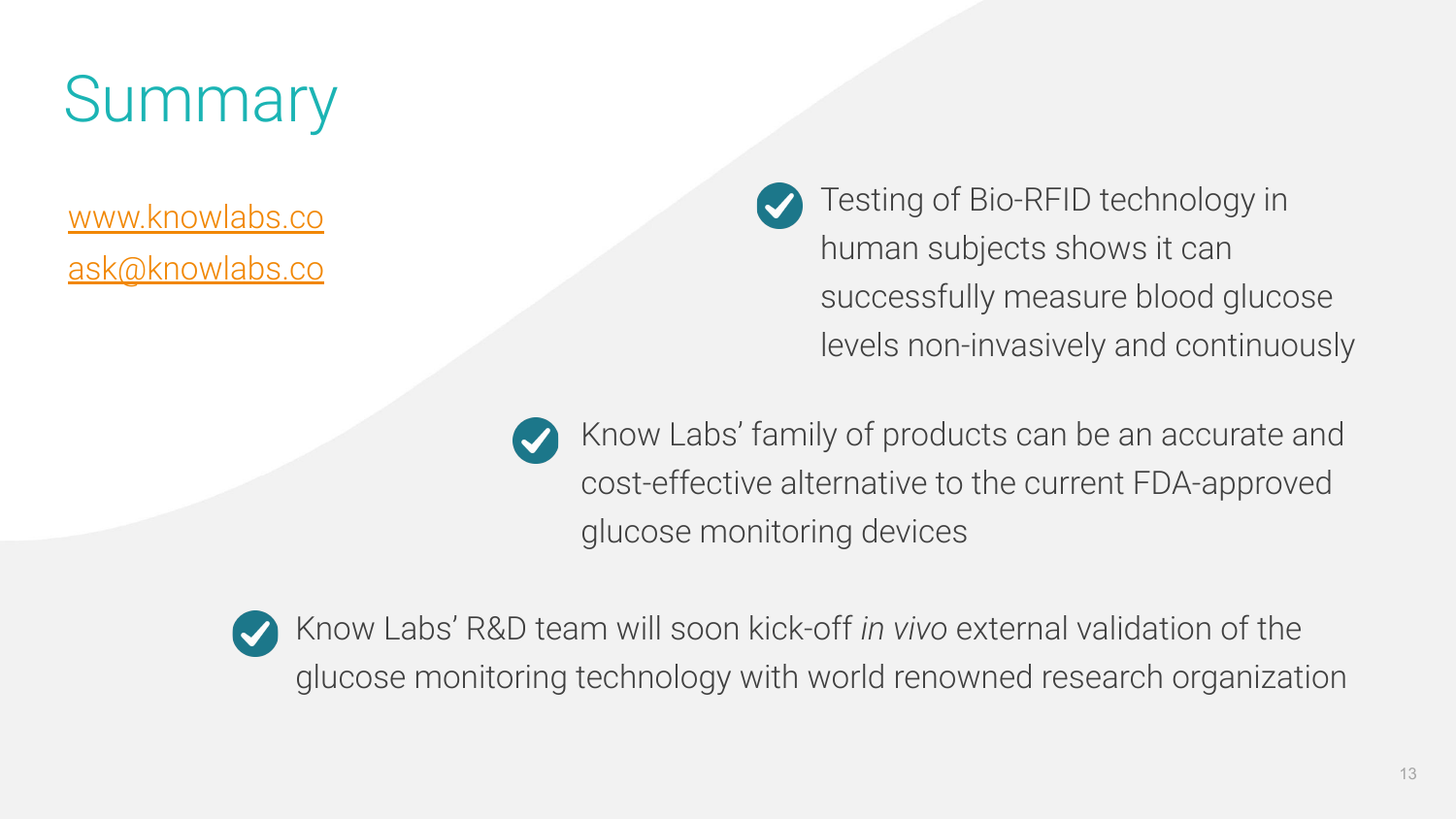# Summary

[www.knowlabs.co](http://www.knowlabs.co)

[ask@knowlabs.co](mailto:ask@knowlabs.co)

- Testing of Bio-RFID technology in human subjects shows it can successfully measure blood glucose levels non-invasively and continuously
- Know Labs' family of products can be an accurate and cost-effective alternative to the current FDA-approved glucose monitoring devices
- Know Labs' R&D team will soon kick-off *in vivo* external validation of the glucose monitoring technology with world renowned research organization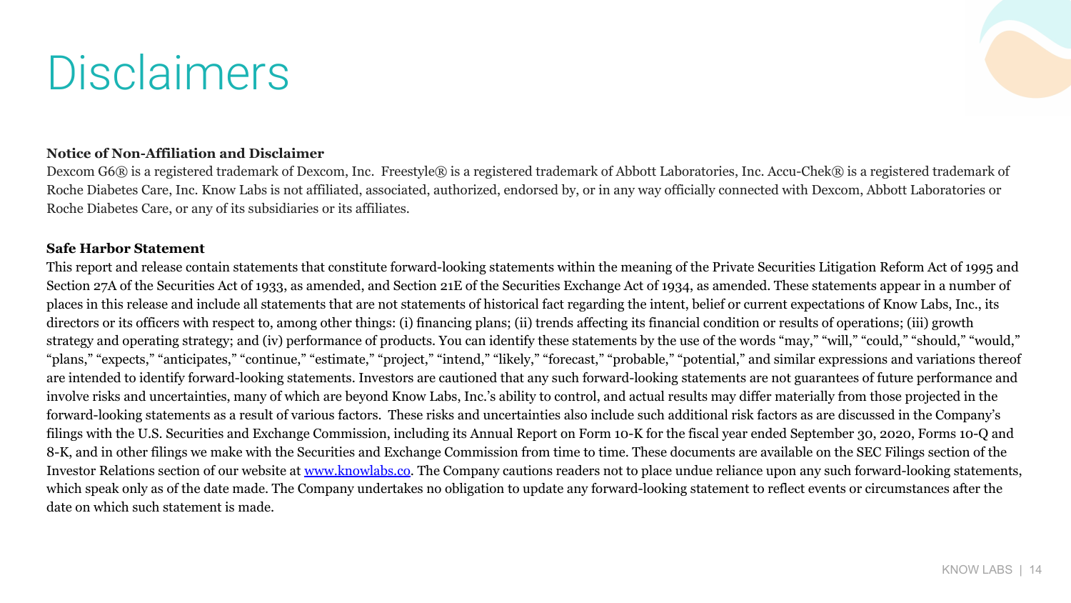# Disclaimers

**Notice of Non-Affiliation and Disclaimer**

Dexcom G6® is a registered trademark of Dexcom, Inc.  Freestyle® is a registered trademark of Abbott Laboratories, Inc. Accu-Chek® is a registered trademark of Roche Diabetes Care, Inc. Know Labs is not affiliated, associated, authorized, endorsed by, or in any way officially connected with Dexcom, Abbott Laboratories or Roche Diabetes Care, or any of its subsidiaries or its affiliates.

**Safe Harbor Statement**

This report and release contain statements that constitute forward-looking statements within the meaning of the Private Securities Litigation Reform Act of 1995 and Section 27A of the Securities Act of 1933, as amended, and Section 21E of the Securities Exchange Act of 1934, as amended. These statements appear in a number of places in this release and include all statements that are not statements of historical fact regarding the intent, belief or current expectations of Know Labs, Inc., its directors or its officers with respect to, among other things: (i) financing plans; (ii) trends affecting its financial condition or results of operations; (iii) growth strategy and operating strategy; and (iv) performance of products. You can identify these statements by the use of the words "may," "will," "could," "should," "would," "plans," "expects," "anticipates," "continue," "estimate," "project," "intend," "likely," "forecast," "probable," "potential," and similar expressions and variations thereof are intended to identify forward-looking statements. Investors are cautioned that any such forward-looking statements are not guarantees of future performance and involve risks and uncertainties, many of which are beyond Know Labs, Inc.'s ability to control, and actual results may differ materially from those projected in the forward-looking statements as a result of various factors.  These risks and uncertainties also include such additional risk factors as are discussed in the Company's filings with the U.S. Securities and Exchange Commission, including its Annual Report on Form 10-K for the fiscal year ended September 30, 2020, Forms 10-Q and 8-K, and in other filings we make with the Securities and Exchange Commission from time to time. These documents are available on the SEC Filings section of the Investor Relations section of our website at [www.knowlabs.co](http://www.knowlabs.co). The Company cautions readers not to place undue reliance upon any such forward-looking statements, which speak only as of the date made. The Company undertakes no obligation to update any forward-looking statement to reflect events or circumstances after the date on which such statement is made.